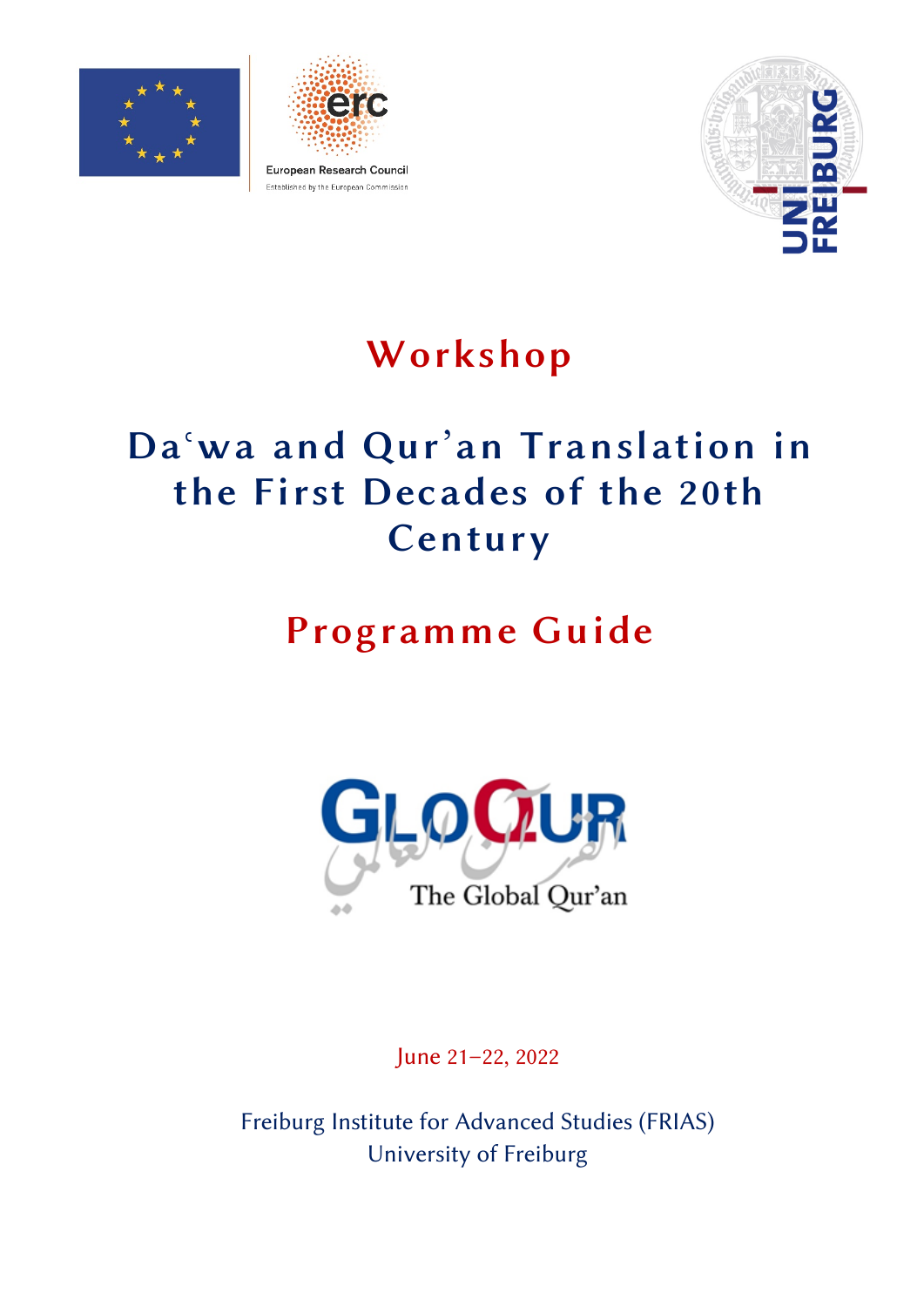# Workshop

# Daʿwa and Qur'an Translation in the First Decades of the 20th Century

## Programme Guide

June 21–22, 2022

Freiburg Institute for Advanced Studies (FRIAS)
University of Freiburg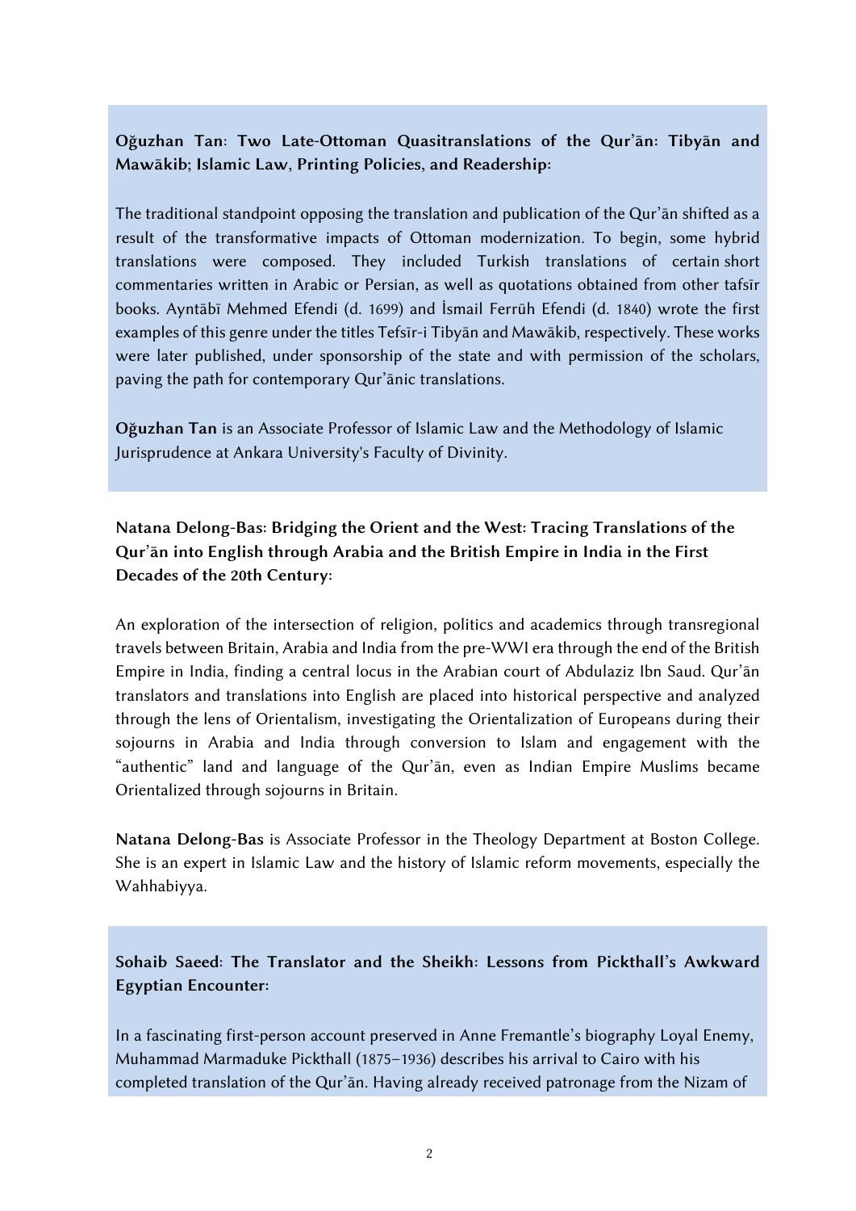**Oğuzhan Tan: Two Late-Ottoman Quasitranslations of the Qur'ān: Tibyān and Mawākib; Islamic Law, Printing Policies, and Readership:**

The traditional standpoint opposing the translation and publication of the Qur'ān shifted as a result of the transformative impacts of Ottoman modernization. To begin, some hybrid translations were composed. They included Turkish translations of certain short commentaries written in Arabic or Persian, as well as quotations obtained from other tafsīr books. Ayntābī Mehmed Efendi (d. 1699) and İsmail Ferrūh Efendi (d. 1840) wrote the first examples of this genre under the titles Tefsīr-i Tibyān and Mawākib, respectively. These works were later published, under sponsorship of the state and with permission of the scholars, paving the path for contemporary Qur'ānic translations.

**Oğuzhan Tan** is an Associate Professor of Islamic Law and the Methodology of Islamic Jurisprudence at Ankara University's Faculty of Divinity.

**Natana Delong-Bas: Bridging the Orient and the West: Tracing Translations of the Qur'ān into English through Arabia and the British Empire in India in the First Decades of the 20th Century:**

An exploration of the intersection of religion, politics and academics through transregional travels between Britain, Arabia and India from the pre-WWI era through the end of the British Empire in India, finding a central locus in the Arabian court of Abdulaziz Ibn Saud. Qur'ān translators and translations into English are placed into historical perspective and analyzed through the lens of Orientalism, investigating the Orientalization of Europeans during their sojourns in Arabia and India through conversion to Islam and engagement with the "authentic" land and language of the Qur'ān, even as Indian Empire Muslims became Orientalized through sojourns in Britain.

**Natana Delong-Bas** is Associate Professor in the Theology Department at Boston College. She is an expert in Islamic Law and the history of Islamic reform movements, especially the Wahhabiyya.

**Sohaib Saeed: The Translator and the Sheikh: Lessons from Pickthall's Awkward Egyptian Encounter:**

In a fascinating first-person account preserved in Anne Fremantle's biography Loyal Enemy, Muhammad Marmaduke Pickthall (1875–1936) describes his arrival to Cairo with his completed translation of the Qur'ān. Having already received patronage from the Nizam of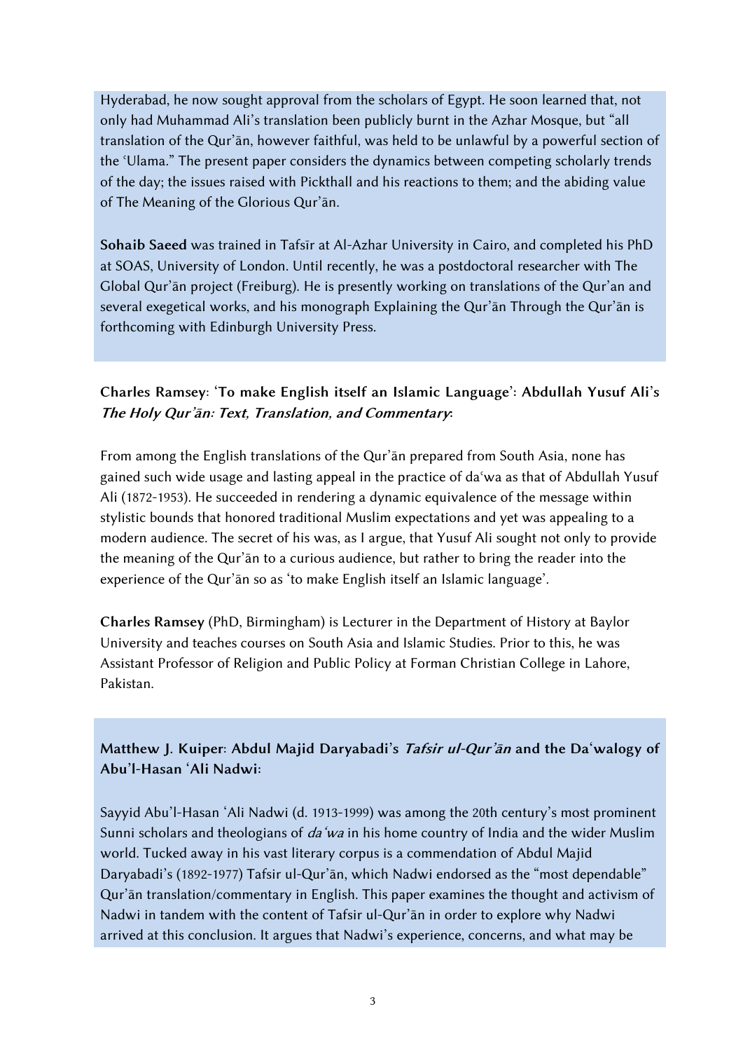Hyderabad, he now sought approval from the scholars of Egypt. He soon learned that, not only had Muhammad Ali's translation been publicly burnt in the Azhar Mosque, but "all translation of the Qur'ān, however faithful, was held to be unlawful by a powerful section of the ʿUlama." The present paper considers the dynamics between competing scholarly trends of the day; the issues raised with Pickthall and his reactions to them; and the abiding value of The Meaning of the Glorious Qur'ān.

**Sohaib Saeed** was trained in Tafsīr at Al-Azhar University in Cairo, and completed his PhD at SOAS, University of London. Until recently, he was a postdoctoral researcher with The Global Qur'ān project (Freiburg). He is presently working on translations of the Qur'an and several exegetical works, and his monograph Explaining the Qur'ān Through the Qur'ān is forthcoming with Edinburgh University Press.

### Charles Ramsey: 'To make English itself an Islamic Language': Abdullah Yusuf Ali's *The Holy Qur'ān: Text, Translation, and Commentary*:

From among the English translations of the Qur'ān prepared from South Asia, none has gained such wide usage and lasting appeal in the practice of daʿwa as that of Abdullah Yusuf Ali (1872-1953). He succeeded in rendering a dynamic equivalence of the message within stylistic bounds that honored traditional Muslim expectations and yet was appealing to a modern audience. The secret of his was, as I argue, that Yusuf Ali sought not only to provide the meaning of the Qur'ān to a curious audience, but rather to bring the reader into the experience of the Qur'ān so as 'to make English itself an Islamic language'.

**Charles Ramsey** (PhD, Birmingham) is Lecturer in the Department of History at Baylor University and teaches courses on South Asia and Islamic Studies. Prior to this, he was Assistant Professor of Religion and Public Policy at Forman Christian College in Lahore, Pakistan.

### Matthew J. Kuiper: Abdul Majid Daryabadi's *Tafsir ul-Qur'ān* and the Daʿwalogy of Abu'l-Hasan ʿAli Nadwi:

Sayyid Abu'l-Hasan ʿAli Nadwi (d. 1913-1999) was among the 20th century's most prominent Sunni scholars and theologians of *daʿwa* in his home country of India and the wider Muslim world. Tucked away in his vast literary corpus is a commendation of Abdul Majid Daryabadi's (1892-1977) Tafsir ul-Qur'ān, which Nadwi endorsed as the "most dependable" Qur'ān translation/commentary in English. This paper examines the thought and activism of Nadwi in tandem with the content of Tafsir ul-Qur'ān in order to explore why Nadwi arrived at this conclusion. It argues that Nadwi's experience, concerns, and what may be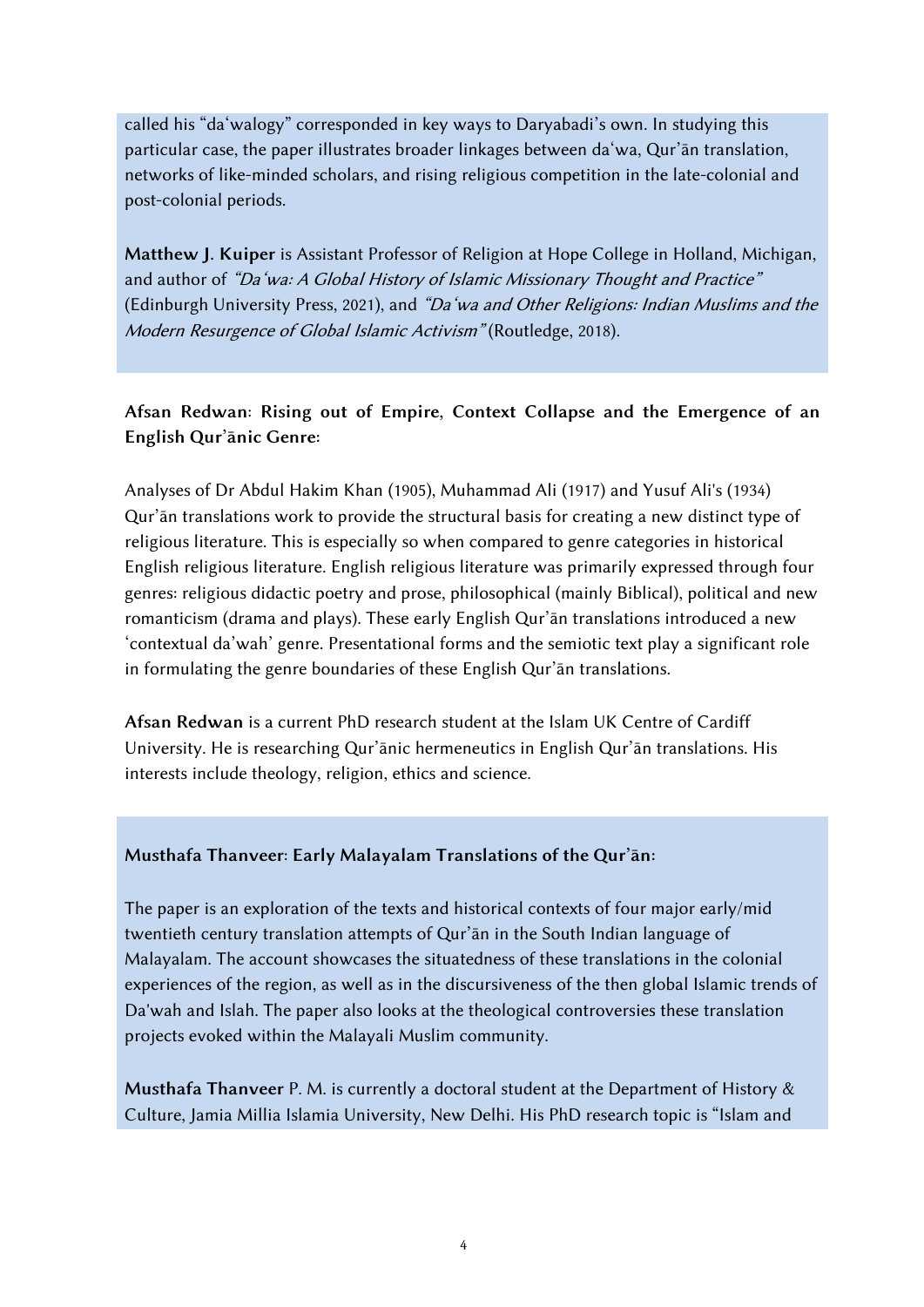called his "daʿwalogy" corresponded in key ways to Daryabadi's own. In studying this particular case, the paper illustrates broader linkages between daʿwa, Qur'ān translation, networks of like-minded scholars, and rising religious competition in the late-colonial and post-colonial periods.

**Matthew J. Kuiper** is Assistant Professor of Religion at Hope College in Holland, Michigan, and author of *"Daʿwa: A Global History of Islamic Missionary Thought and Practice"* (Edinburgh University Press, 2021), and *"Daʿwa and Other Religions: Indian Muslims and the Modern Resurgence of Global Islamic Activism"* (Routledge, 2018).

### Afsan Redwan: Rising out of Empire, Context Collapse and the Emergence of an English Qur'ānic Genre:

Analyses of Dr Abdul Hakim Khan (1905), Muhammad Ali (1917) and Yusuf Ali's (1934) Qur'ān translations work to provide the structural basis for creating a new distinct type of religious literature. This is especially so when compared to genre categories in historical English religious literature. English religious literature was primarily expressed through four genres: religious didactic poetry and prose, philosophical (mainly Biblical), political and new romanticism (drama and plays). These early English Qur'ān translations introduced a new 'contextual da'wah' genre. Presentational forms and the semiotic text play a significant role in formulating the genre boundaries of these English Qur'ān translations.

**Afsan Redwan** is a current PhD research student at the Islam UK Centre of Cardiff University. He is researching Qur'ānic hermeneutics in English Qur'ān translations. His interests include theology, religion, ethics and science.

### Musthafa Thanveer: Early Malayalam Translations of the Qur'ān:

The paper is an exploration of the texts and historical contexts of four major early/mid twentieth century translation attempts of Qur'ān in the South Indian language of Malayalam. The account showcases the situatedness of these translations in the colonial experiences of the region, as well as in the discursiveness of the then global Islamic trends of Da'wah and Islah. The paper also looks at the theological controversies these translation projects evoked within the Malayali Muslim community.

**Musthafa Thanveer** P. M. is currently a doctoral student at the Department of History & Culture, Jamia Millia Islamia University, New Delhi. His PhD research topic is "Islam and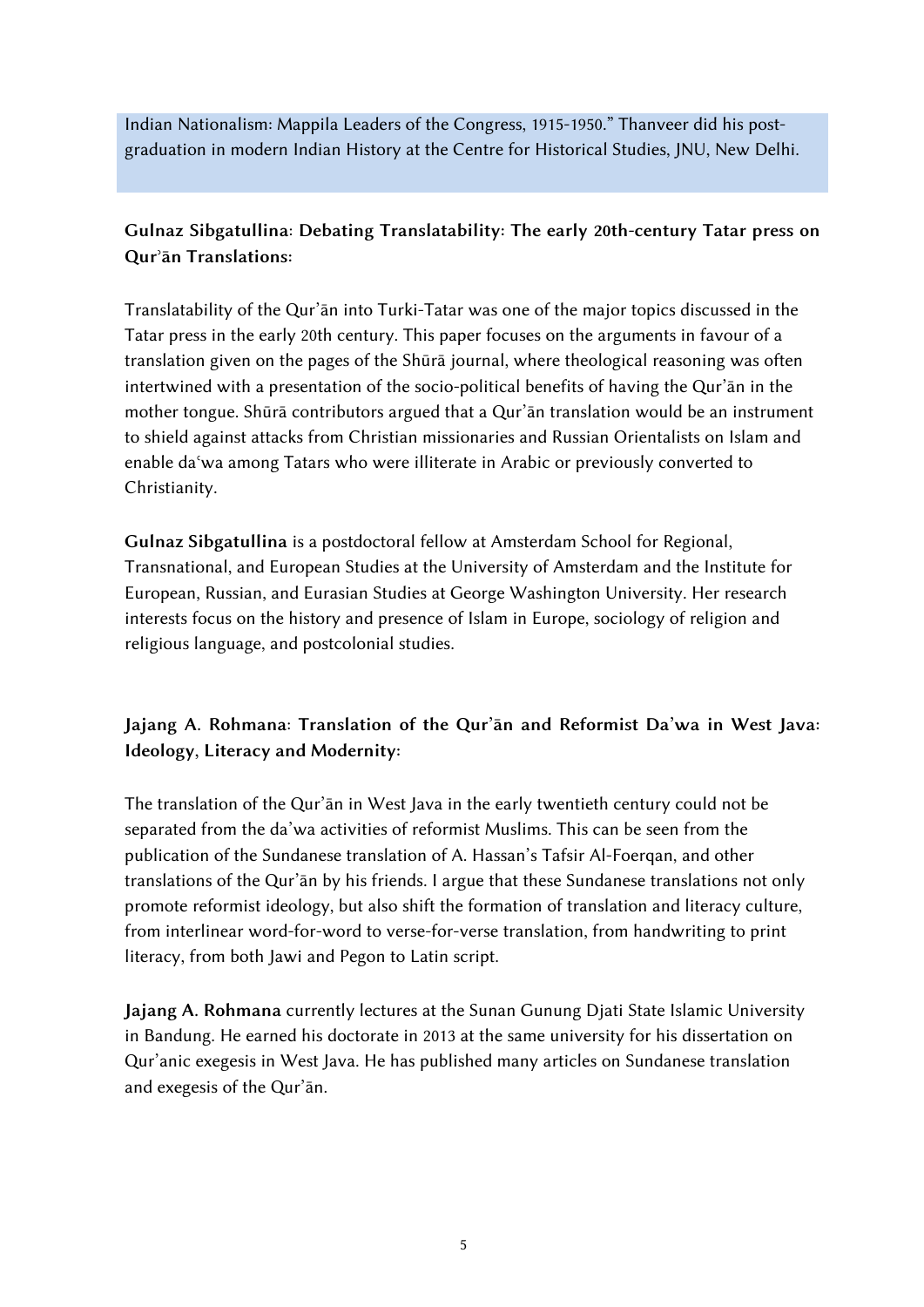Indian Nationalism: Mappila Leaders of the Congress, 1915-1950." Thanveer did his post-graduation in modern Indian History at the Centre for Historical Studies, JNU, New Delhi.

**Gulnaz Sibgatullina: Debating Translatability: The early 20th-century Tatar press on Qurʾān Translations:**

Translatability of the Qur'ān into Turki-Tatar was one of the major topics discussed in the Tatar press in the early 20th century. This paper focuses on the arguments in favour of a translation given on the pages of the Shūrā journal, where theological reasoning was often intertwined with a presentation of the socio-political benefits of having the Qur'ān in the mother tongue. Shūrā contributors argued that a Qur'ān translation would be an instrument to shield against attacks from Christian missionaries and Russian Orientalists on Islam and enable daʿwa among Tatars who were illiterate in Arabic or previously converted to Christianity.

**Gulnaz Sibgatullina** is a postdoctoral fellow at Amsterdam School for Regional, Transnational, and European Studies at the University of Amsterdam and the Institute for European, Russian, and Eurasian Studies at George Washington University. Her research interests focus on the history and presence of Islam in Europe, sociology of religion and religious language, and postcolonial studies.

**Jajang A. Rohmana: Translation of the Qur'ān and Reformist Da'wa in West Java: Ideology, Literacy and Modernity:**

The translation of the Qur'ān in West Java in the early twentieth century could not be separated from the da'wa activities of reformist Muslims. This can be seen from the publication of the Sundanese translation of A. Hassan's Tafsir Al-Foerqan, and other translations of the Qur'ān by his friends. I argue that these Sundanese translations not only promote reformist ideology, but also shift the formation of translation and literacy culture, from interlinear word-for-word to verse-for-verse translation, from handwriting to print literacy, from both Jawi and Pegon to Latin script.

**Jajang A. Rohmana** currently lectures at the Sunan Gunung Djati State Islamic University in Bandung. He earned his doctorate in 2013 at the same university for his dissertation on Qur'anic exegesis in West Java. He has published many articles on Sundanese translation and exegesis of the Qur'ān.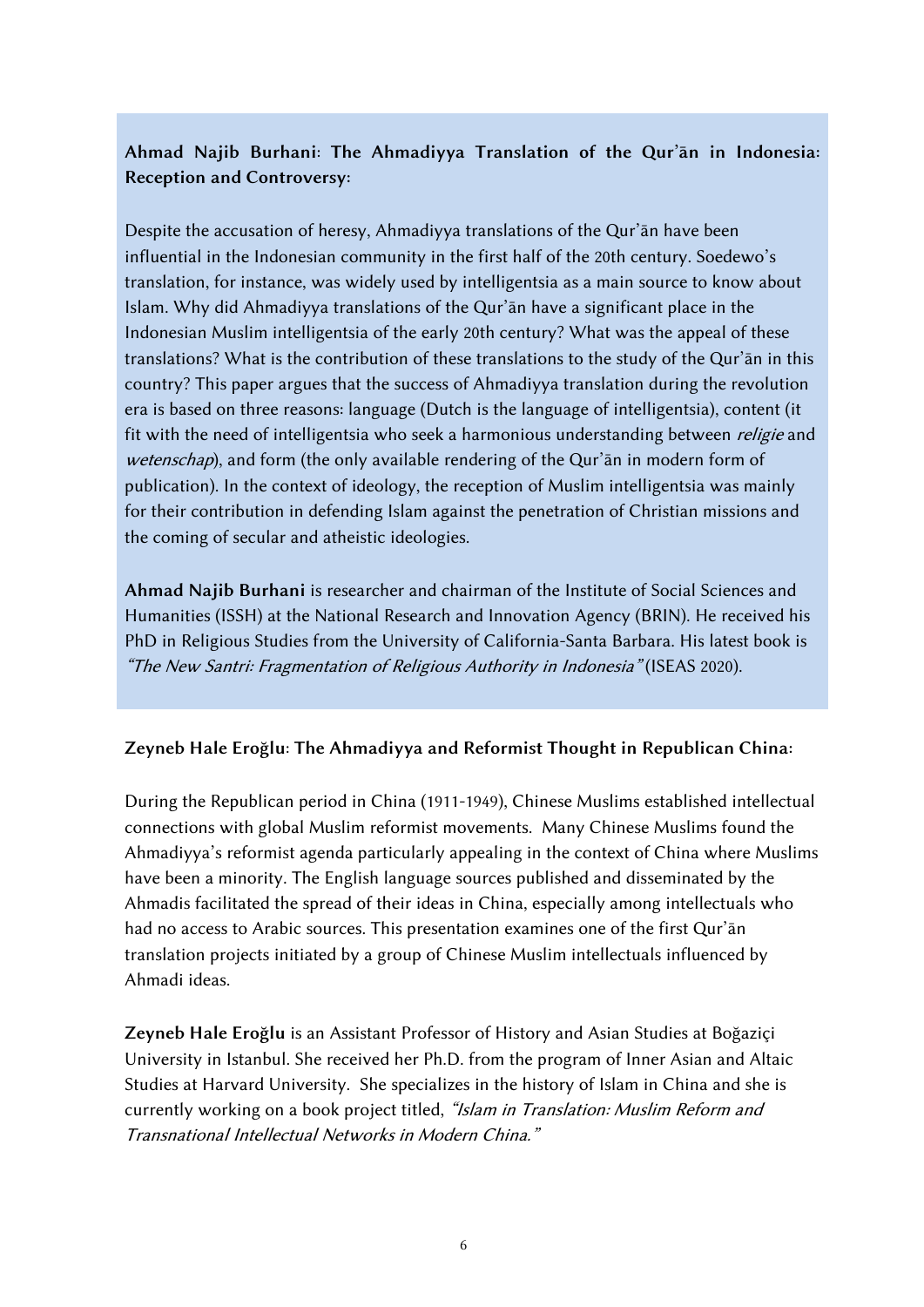**Ahmad Najib Burhani: The Ahmadiyya Translation of the Qur'ān in Indonesia: Reception and Controversy:**

Despite the accusation of heresy, Ahmadiyya translations of the Qur'ān have been influential in the Indonesian community in the first half of the 20th century. Soedewo's translation, for instance, was widely used by intelligentsia as a main source to know about Islam. Why did Ahmadiyya translations of the Qur'ān have a significant place in the Indonesian Muslim intelligentsia of the early 20th century? What was the appeal of these translations? What is the contribution of these translations to the study of the Qur'ān in this country? This paper argues that the success of Ahmadiyya translation during the revolution era is based on three reasons: language (Dutch is the language of intelligentsia), content (it fit with the need of intelligentsia who seek a harmonious understanding between *religie* and *wetenschap*), and form (the only available rendering of the Qur'ān in modern form of publication). In the context of ideology, the reception of Muslim intelligentsia was mainly for their contribution in defending Islam against the penetration of Christian missions and the coming of secular and atheistic ideologies.

**Ahmad Najib Burhani** is researcher and chairman of the Institute of Social Sciences and Humanities (ISSH) at the National Research and Innovation Agency (BRIN). He received his PhD in Religious Studies from the University of California-Santa Barbara. His latest book is *"The New Santri: Fragmentation of Religious Authority in Indonesia"* (ISEAS 2020).

**Zeyneb Hale Eroğlu: The Ahmadiyya and Reformist Thought in Republican China:**

During the Republican period in China (1911-1949), Chinese Muslims established intellectual connections with global Muslim reformist movements. Many Chinese Muslims found the Ahmadiyya's reformist agenda particularly appealing in the context of China where Muslims have been a minority. The English language sources published and disseminated by the Ahmadis facilitated the spread of their ideas in China, especially among intellectuals who had no access to Arabic sources. This presentation examines one of the first Qur'ān translation projects initiated by a group of Chinese Muslim intellectuals influenced by Ahmadi ideas.

**Zeyneb Hale Eroğlu** is an Assistant Professor of History and Asian Studies at Boğaziçi University in Istanbul. She received her Ph.D. from the program of Inner Asian and Altaic Studies at Harvard University. She specializes in the history of Islam in China and she is currently working on a book project titled, *"Islam in Translation: Muslim Reform and Transnational Intellectual Networks in Modern China."*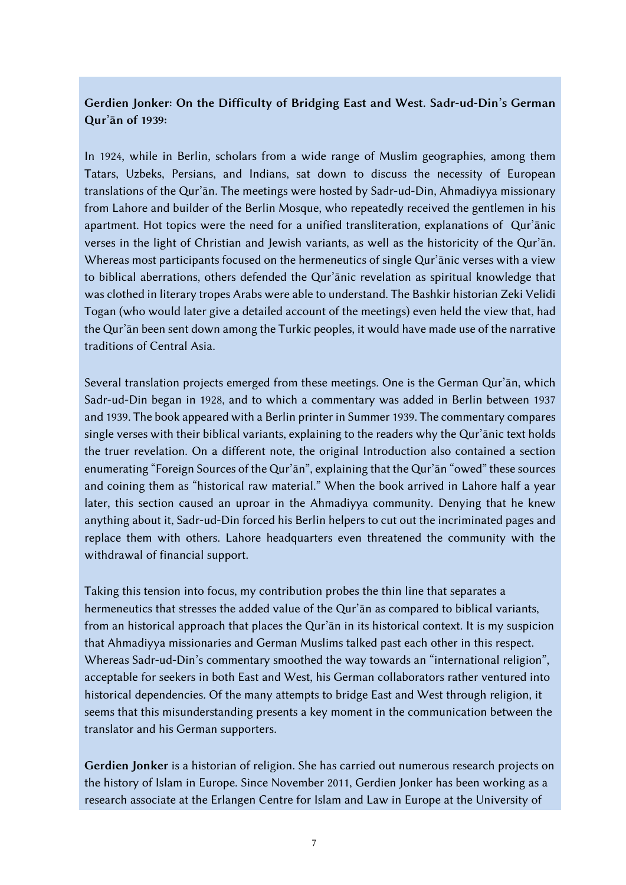**Gerdien Jonker: On the Difficulty of Bridging East and West. Sadr-ud-Din's German Qur'ān of 1939:**

In 1924, while in Berlin, scholars from a wide range of Muslim geographies, among them Tatars, Uzbeks, Persians, and Indians, sat down to discuss the necessity of European translations of the Qur'ān. The meetings were hosted by Sadr-ud-Din, Ahmadiyya missionary from Lahore and builder of the Berlin Mosque, who repeatedly received the gentlemen in his apartment. Hot topics were the need for a unified transliteration, explanations of Qur'ānic verses in the light of Christian and Jewish variants, as well as the historicity of the Qur'ān. Whereas most participants focused on the hermeneutics of single Qur'ānic verses with a view to biblical aberrations, others defended the Qur'ānic revelation as spiritual knowledge that was clothed in literary tropes Arabs were able to understand. The Bashkir historian Zeki Velidi Togan (who would later give a detailed account of the meetings) even held the view that, had the Qur'ān been sent down among the Turkic peoples, it would have made use of the narrative traditions of Central Asia.

Several translation projects emerged from these meetings. One is the German Qur'ān, which Sadr-ud-Din began in 1928, and to which a commentary was added in Berlin between 1937 and 1939. The book appeared with a Berlin printer in Summer 1939. The commentary compares single verses with their biblical variants, explaining to the readers why the Qur'ānic text holds the truer revelation. On a different note, the original Introduction also contained a section enumerating "Foreign Sources of the Qur'ān", explaining that the Qur'ān "owed" these sources and coining them as "historical raw material." When the book arrived in Lahore half a year later, this section caused an uproar in the Ahmadiyya community. Denying that he knew anything about it, Sadr-ud-Din forced his Berlin helpers to cut out the incriminated pages and replace them with others. Lahore headquarters even threatened the community with the withdrawal of financial support.

Taking this tension into focus, my contribution probes the thin line that separates a hermeneutics that stresses the added value of the Qur'ān as compared to biblical variants, from an historical approach that places the Qur'ān in its historical context. It is my suspicion that Ahmadiyya missionaries and German Muslims talked past each other in this respect. Whereas Sadr-ud-Din's commentary smoothed the way towards an "international religion", acceptable for seekers in both East and West, his German collaborators rather ventured into historical dependencies. Of the many attempts to bridge East and West through religion, it seems that this misunderstanding presents a key moment in the communication between the translator and his German supporters.

**Gerdien Jonker** is a historian of religion. She has carried out numerous research projects on the history of Islam in Europe. Since November 2011, Gerdien Jonker has been working as a research associate at the Erlangen Centre for Islam and Law in Europe at the University of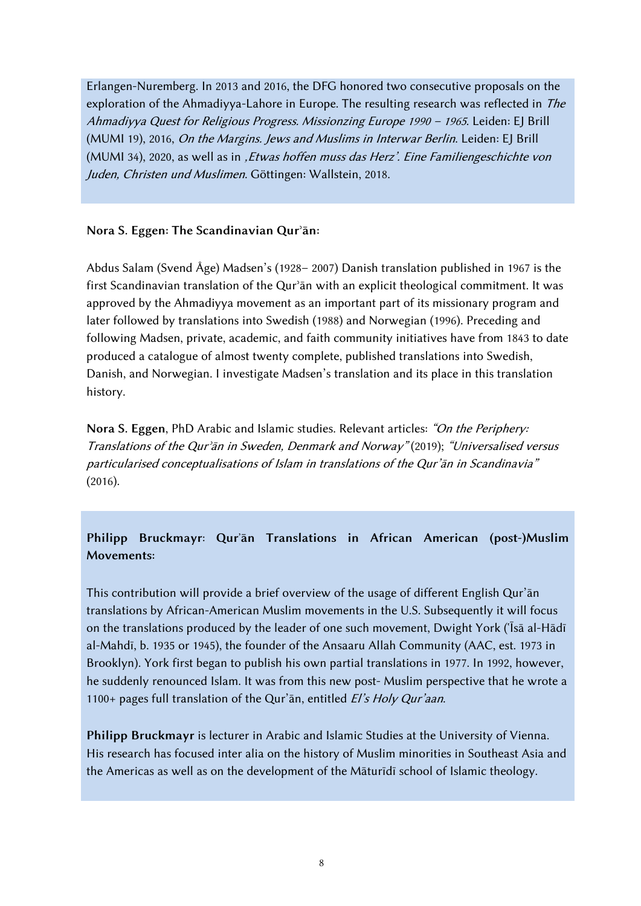Erlangen-Nuremberg. In 2013 and 2016, the DFG honored two consecutive proposals on the exploration of the Ahmadiyya-Lahore in Europe. The resulting research was reflected in *The Ahmadiyya Quest for Religious Progress. Missionzing Europe 1990 – 1965*. Leiden: EJ Brill (MUMI 19), 2016, *On the Margins. Jews and Muslims in Interwar Berlin*. Leiden: EJ Brill (MUMI 34), 2020, as well as in *'Etwas hoffen muss das Herz'. Eine Familiengeschichte von Juden, Christen und Muslimen*. Göttingen: Wallstein, 2018.

**Nora S. Eggen: The Scandinavian Qurʾān:**

Abdus Salam (Svend Åge) Madsen's (1928– 2007) Danish translation published in 1967 is the first Scandinavian translation of the Qurʾān with an explicit theological commitment. It was approved by the Ahmadiyya movement as an important part of its missionary program and later followed by translations into Swedish (1988) and Norwegian (1996). Preceding and following Madsen, private, academic, and faith community initiatives have from 1843 to date produced a catalogue of almost twenty complete, published translations into Swedish, Danish, and Norwegian. I investigate Madsen's translation and its place in this translation history.

**Nora S. Eggen**, PhD Arabic and Islamic studies. Relevant articles: *"On the Periphery: Translations of the Qurʾān in Sweden, Denmark and Norway"* (2019); *"Universalised versus particularised conceptualisations of Islam in translations of the Qur'ān in Scandinavia"* (2016).

**Philipp Bruckmayr: Qurʾān Translations in African American (post-)Muslim Movements:**

This contribution will provide a brief overview of the usage of different English Qur'ān translations by African-American Muslim movements in the U.S. Subsequently it will focus on the translations produced by the leader of one such movement, Dwight York (ʿĪsā al-Hādī al-Mahdī, b. 1935 or 1945), the founder of the Ansaaru Allah Community (AAC, est. 1973 in Brooklyn). York first began to publish his own partial translations in 1977. In 1992, however, he suddenly renounced Islam. It was from this new post- Muslim perspective that he wrote a 1100+ pages full translation of the Qur'ān, entitled *El's Holy Qur'aan*.

**Philipp Bruckmayr** is lecturer in Arabic and Islamic Studies at the University of Vienna. His research has focused inter alia on the history of Muslim minorities in Southeast Asia and the Americas as well as on the development of the Māturīdī school of Islamic theology.